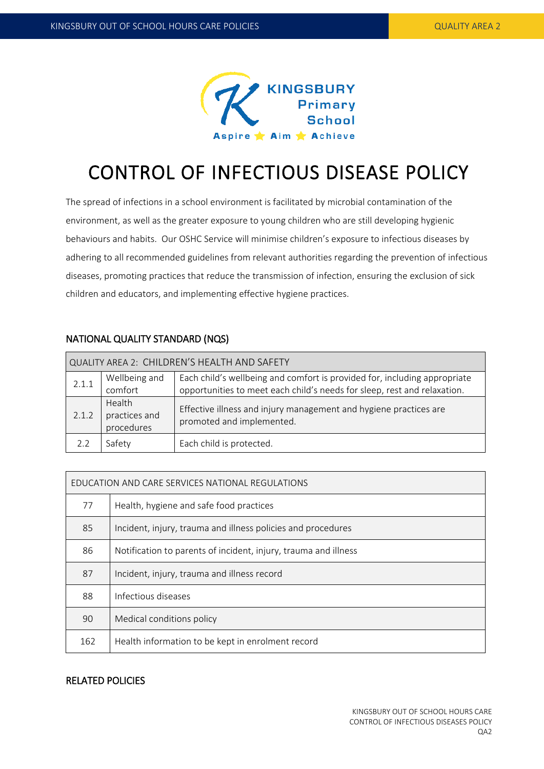# CONTROL OF INFECTIOUS DISEASE POLICY

The spread of infections in a school environment is facilitated by microbial contamination of the environment, as well as the greater exposure to young children who are still developing hygienic behaviours and habits. Our OSHC Service will minimise children's exposure to infectious diseases by adhering to all recommended guidelines from relevant authorities regarding the prevention of infectious diseases, promoting practices that reduce the transmission of infection, ensuring the exclusion of sick children and educators, and implementing effective hygiene practices.

## NATIONAL QUALITY STANDARD (NQS)

| QUALITY AREA 2: CHILDREN'S HEALTH AND SAFETY | | |
|---|---|---|
| 2.1.1 | Wellbeing and comfort | Each child's wellbeing and comfort is provided for, including appropriate opportunities to meet each child's needs for sleep, rest and relaxation. |
| 2.1.2 | Health practices and procedures | Effective illness and injury management and hygiene practices are promoted and implemented. |
| 2.2 | Safety | Each child is protected. |

| EDUCATION AND CARE SERVICES NATIONAL REGULATIONS | |
|---|---|
| 77 | Health, hygiene and safe food practices |
| 85 | Incident, injury, trauma and illness policies and procedures |
| 86 | Notification to parents of incident, injury, trauma and illness |
| 87 | Incident, injury, trauma and illness record |
| 88 | Infectious diseases |
| 90 | Medical conditions policy |
| 162 | Health information to be kept in enrolment record |

## RELATED POLICIES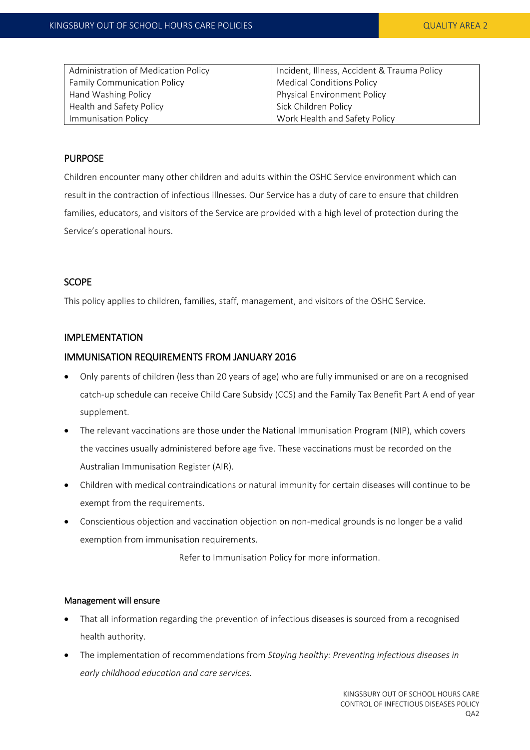| Administration of Medication Policy | Incident, Illness, Accident & Trauma Policy |
|---|---|
| Family Communication Policy | Medical Conditions Policy |
| Hand Washing Policy | Physical Environment Policy |
| Health and Safety Policy | Sick Children Policy |
| Immunisation Policy | Work Health and Safety Policy |

## PURPOSE

Children encounter many other children and adults within the OSHC Service environment which can result in the contraction of infectious illnesses. Our Service has a duty of care to ensure that children families, educators, and visitors of the Service are provided with a high level of protection during the Service's operational hours.

## SCOPE

This policy applies to children, families, staff, management, and visitors of the OSHC Service.

## IMPLEMENTATION

## IMMUNISATION REQUIREMENTS FROM JANUARY 2016

- Only parents of children (less than 20 years of age) who are fully immunised or are on a recognised catch-up schedule can receive Child Care Subsidy (CCS) and the Family Tax Benefit Part A end of year supplement.
- The relevant vaccinations are those under the National Immunisation Program (NIP), which covers the vaccines usually administered before age five. These vaccinations must be recorded on the Australian Immunisation Register (AIR).
- Children with medical contraindications or natural immunity for certain diseases will continue to be exempt from the requirements.
- Conscientious objection and vaccination objection on non-medical grounds is no longer be a valid exemption from immunisation requirements.

Refer to Immunisation Policy for more information.

### Management will ensure

- That all information regarding the prevention of infectious diseases is sourced from a recognised health authority.
- The implementation of recommendations from *Staying healthy: Preventing infectious diseases in early childhood education and care services.*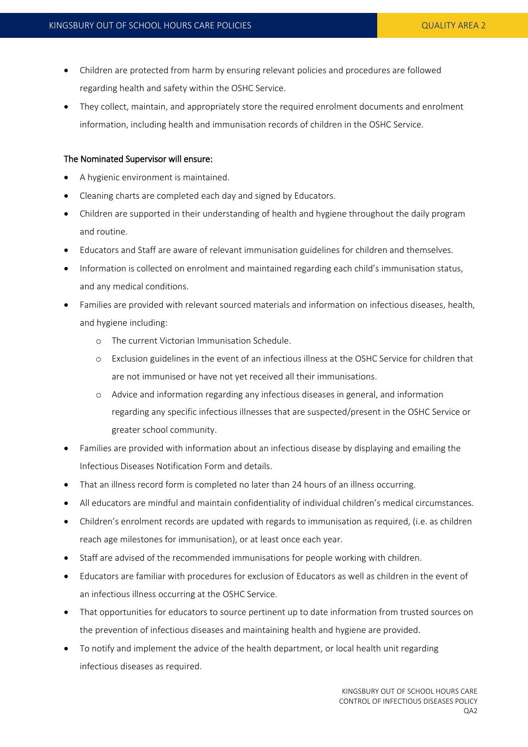- Children are protected from harm by ensuring relevant policies and procedures are followed regarding health and safety within the OSHC Service.
- They collect, maintain, and appropriately store the required enrolment documents and enrolment information, including health and immunisation records of children in the OSHC Service.

The Nominated Supervisor will ensure:

- A hygienic environment is maintained.
- Cleaning charts are completed each day and signed by Educators.
- Children are supported in their understanding of health and hygiene throughout the daily program and routine.
- Educators and Staff are aware of relevant immunisation guidelines for children and themselves.
- Information is collected on enrolment and maintained regarding each child's immunisation status, and any medical conditions.
- Families are provided with relevant sourced materials and information on infectious diseases, health, and hygiene including:
    - The current Victorian Immunisation Schedule.
    - Exclusion guidelines in the event of an infectious illness at the OSHC Service for children that are not immunised or have not yet received all their immunisations.
    - Advice and information regarding any infectious diseases in general, and information regarding any specific infectious illnesses that are suspected/present in the OSHC Service or greater school community.
- Families are provided with information about an infectious disease by displaying and emailing the Infectious Diseases Notification Form and details.
- That an illness record form is completed no later than 24 hours of an illness occurring.
- All educators are mindful and maintain confidentiality of individual children's medical circumstances.
- Children's enrolment records are updated with regards to immunisation as required, (i.e. as children reach age milestones for immunisation), or at least once each year.
- Staff are advised of the recommended immunisations for people working with children.
- Educators are familiar with procedures for exclusion of Educators as well as children in the event of an infectious illness occurring at the OSHC Service.
- That opportunities for educators to source pertinent up to date information from trusted sources on the prevention of infectious diseases and maintaining health and hygiene are provided.
- To notify and implement the advice of the health department, or local health unit regarding infectious diseases as required.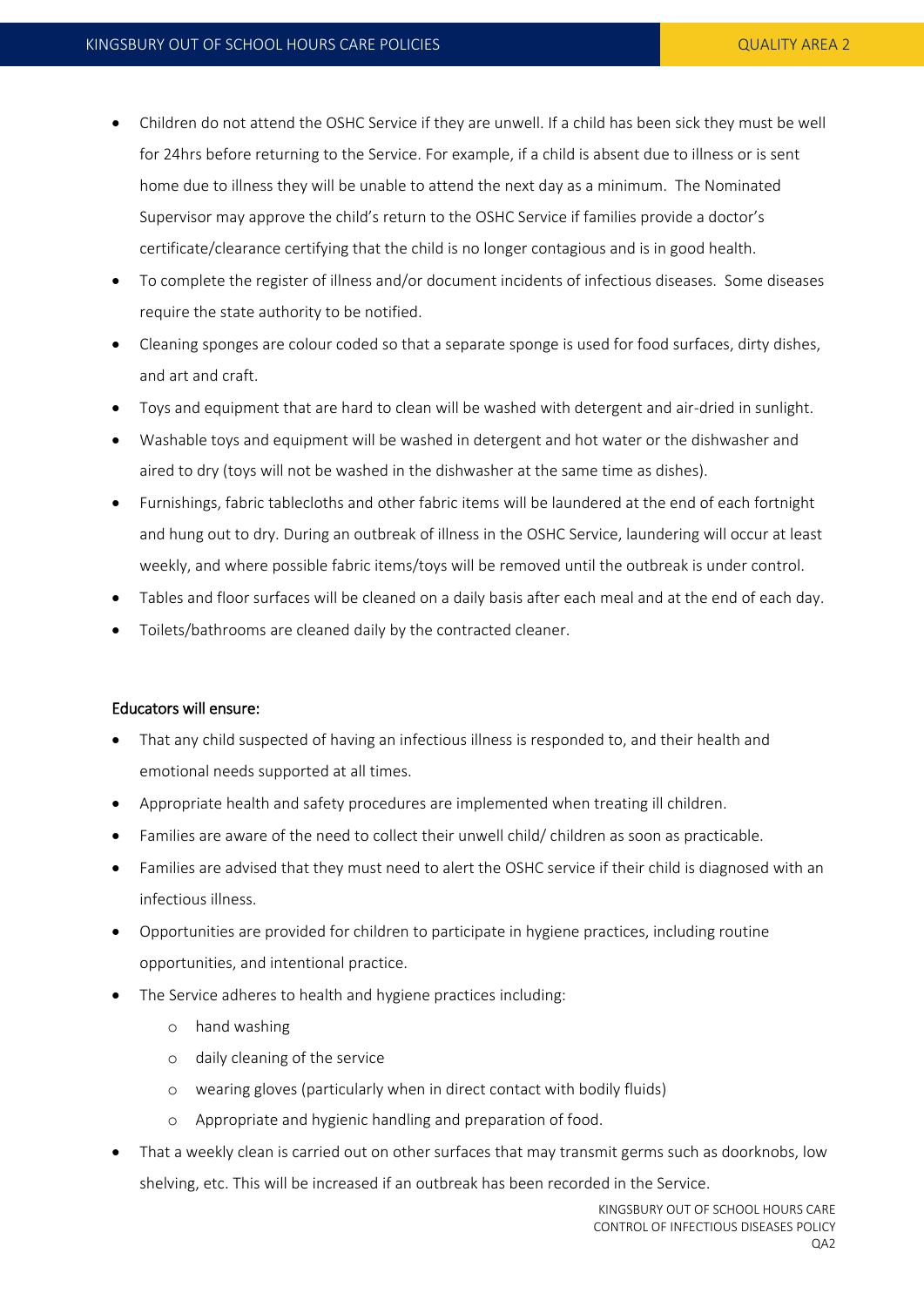- Children do not attend the OSHC Service if they are unwell. If a child has been sick they must be well for 24hrs before returning to the Service. For example, if a child is absent due to illness or is sent home due to illness they will be unable to attend the next day as a minimum. The Nominated Supervisor may approve the child's return to the OSHC Service if families provide a doctor's certificate/clearance certifying that the child is no longer contagious and is in good health.
- To complete the register of illness and/or document incidents of infectious diseases. Some diseases require the state authority to be notified.
- Cleaning sponges are colour coded so that a separate sponge is used for food surfaces, dirty dishes, and art and craft.
- Toys and equipment that are hard to clean will be washed with detergent and air-dried in sunlight.
- Washable toys and equipment will be washed in detergent and hot water or the dishwasher and aired to dry (toys will not be washed in the dishwasher at the same time as dishes).
- Furnishings, fabric tablecloths and other fabric items will be laundered at the end of each fortnight and hung out to dry. During an outbreak of illness in the OSHC Service, laundering will occur at least weekly, and where possible fabric items/toys will be removed until the outbreak is under control.
- Tables and floor surfaces will be cleaned on a daily basis after each meal and at the end of each day.
- Toilets/bathrooms are cleaned daily by the contracted cleaner.

Educators will ensure:

- That any child suspected of having an infectious illness is responded to, and their health and emotional needs supported at all times.
- Appropriate health and safety procedures are implemented when treating ill children.
- Families are aware of the need to collect their unwell child/ children as soon as practicable.
- Families are advised that they must need to alert the OSHC service if their child is diagnosed with an infectious illness.
- Opportunities are provided for children to participate in hygiene practices, including routine opportunities, and intentional practice.
- The Service adheres to health and hygiene practices including:
  - hand washing
  - daily cleaning of the service
  - wearing gloves (particularly when in direct contact with bodily fluids)
  - Appropriate and hygienic handling and preparation of food.
- That a weekly clean is carried out on other surfaces that may transmit germs such as doorknobs, low shelving, etc. This will be increased if an outbreak has been recorded in the Service.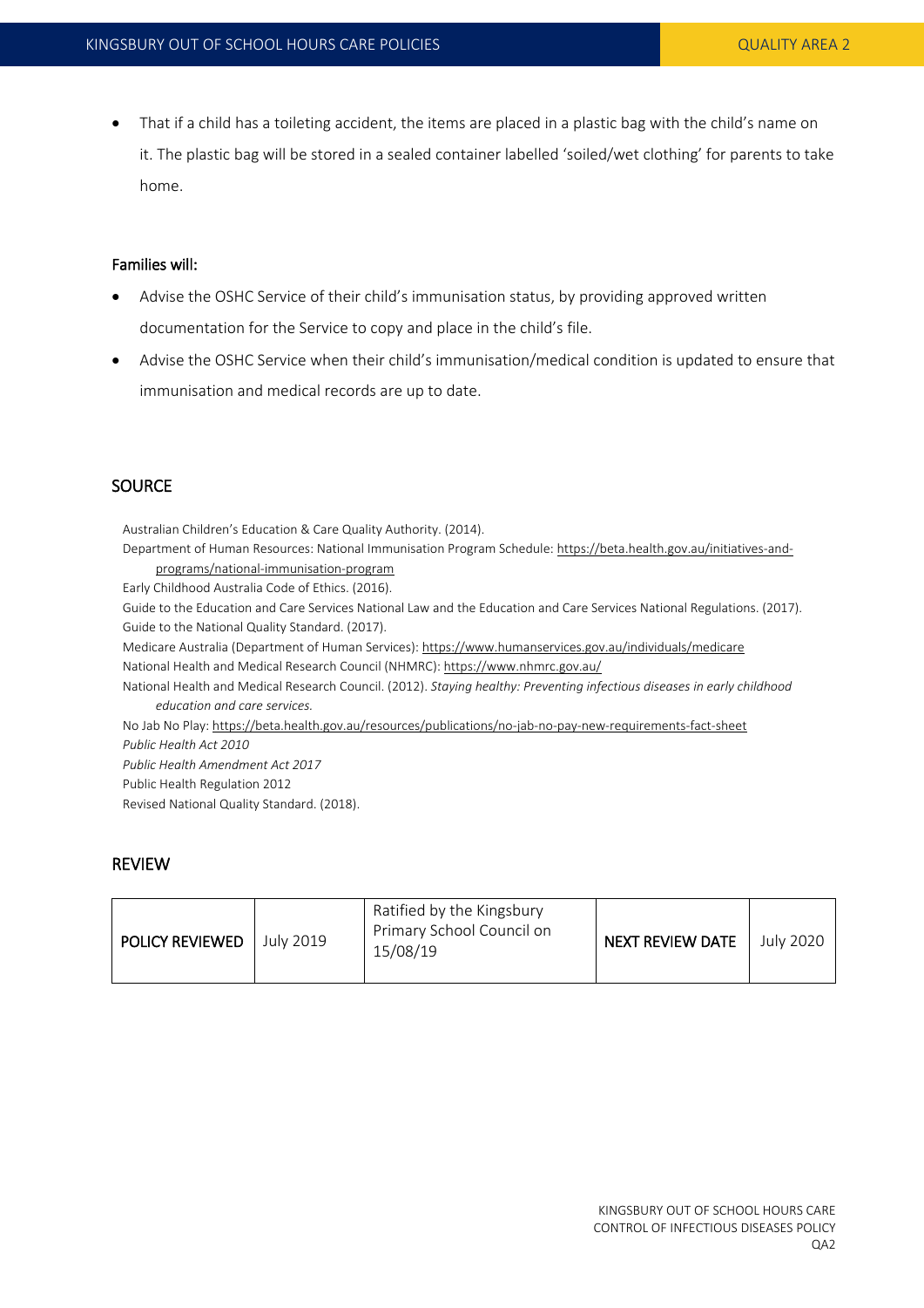- That if a child has a toileting accident, the items are placed in a plastic bag with the child's name on it. The plastic bag will be stored in a sealed container labelled 'soiled/wet clothing' for parents to take home.

**Families will:**

- Advise the OSHC Service of their child's immunisation status, by providing approved written documentation for the Service to copy and place in the child's file.
- Advise the OSHC Service when their child's immunisation/medical condition is updated to ensure that immunisation and medical records are up to date.

## SOURCE

Australian Children's Education & Care Quality Authority. (2014).
Department of Human Resources: National Immunisation Program Schedule: https://beta.health.gov.au/initiatives-and-programs/national-immunisation-program
Early Childhood Australia Code of Ethics. (2016).
Guide to the Education and Care Services National Law and the Education and Care Services National Regulations. (2017).
Guide to the National Quality Standard. (2017).
Medicare Australia (Department of Human Services): https://www.humanservices.gov.au/individuals/medicare
National Health and Medical Research Council (NHMRC): https://www.nhmrc.gov.au/
National Health and Medical Research Council. (2012). *Staying healthy: Preventing infectious diseases in early childhood education and care services.*
No Jab No Play: https://beta.health.gov.au/resources/publications/no-jab-no-pay-new-requirements-fact-sheet
*Public Health Act 2010*
*Public Health Amendment Act 2017*
Public Health Regulation 2012
Revised National Quality Standard. (2018).

## REVIEW

| | | | | |
|---|---|---|---|---|
| **POLICY REVIEWED** | July 2019 | Ratified by the Kingsbury Primary School Council on 15/08/19 | **NEXT REVIEW DATE** | July 2020 |